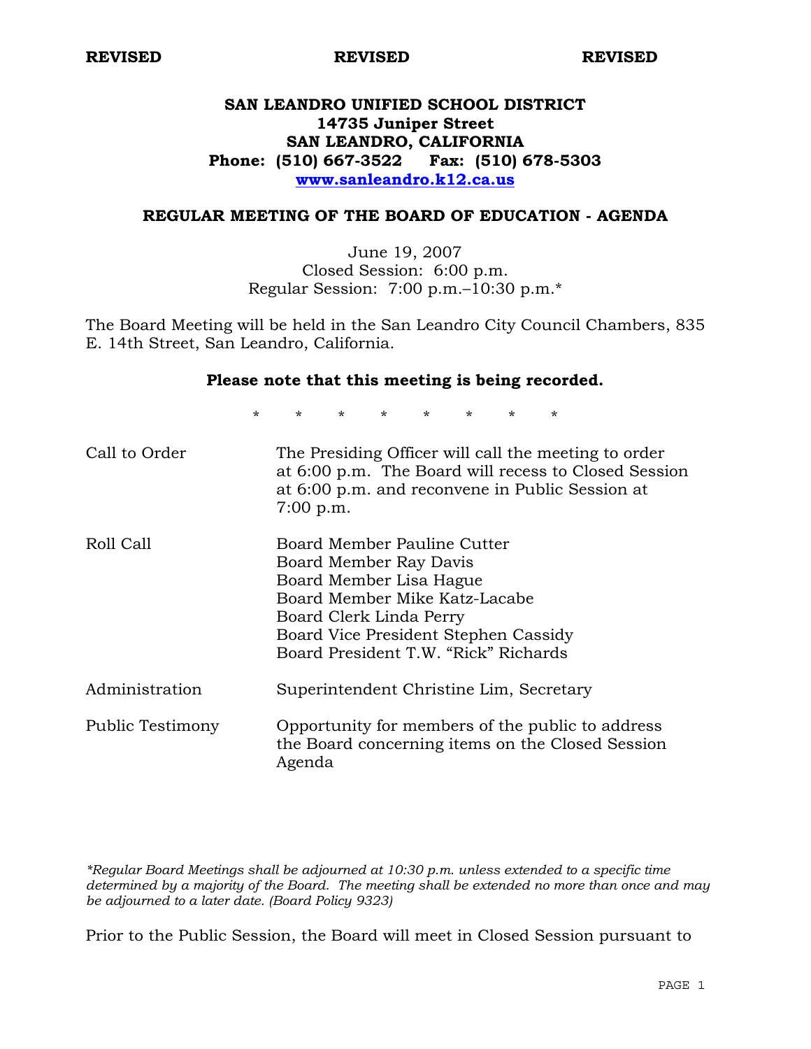**REVISED** **REVISED** **REVISED**

# SAN LEANDRO UNIFIED SCHOOL DISTRICT
**14735 Juniper Street**
**SAN LEANDRO, CALIFORNIA**
**Phone: (510) 667-3522 Fax: (510) 678-5303**
**www.sanleandro.k12.ca.us**

## REGULAR MEETING OF THE BOARD OF EDUCATION - AGENDA

June 19, 2007
Closed Session: 6:00 p.m.
Regular Session: 7:00 p.m.–10:30 p.m.*

The Board Meeting will be held in the San Leandro City Council Chambers, 835 E. 14th Street, San Leandro, California.

**Please note that this meeting is being recorded.**

\* \* \* \* \* \* \* \*

| | |
|---|---|
| Call to Order | The Presiding Officer will call the meeting to order at 6:00 p.m. The Board will recess to Closed Session at 6:00 p.m. and reconvene in Public Session at 7:00 p.m. |
| Roll Call | Board Member Pauline Cutter<br>Board Member Ray Davis<br>Board Member Lisa Hague<br>Board Member Mike Katz-Lacabe<br>Board Clerk Linda Perry<br>Board Vice President Stephen Cassidy<br>Board President T.W. "Rick" Richards |
| Administration | Superintendent Christine Lim, Secretary |
| Public Testimony | Opportunity for members of the public to address the Board concerning items on the Closed Session Agenda |

*\*Regular Board Meetings shall be adjourned at 10:30 p.m. unless extended to a specific time determined by a majority of the Board. The meeting shall be extended no more than once and may be adjourned to a later date. (Board Policy 9323)*

Prior to the Public Session, the Board will meet in Closed Session pursuant to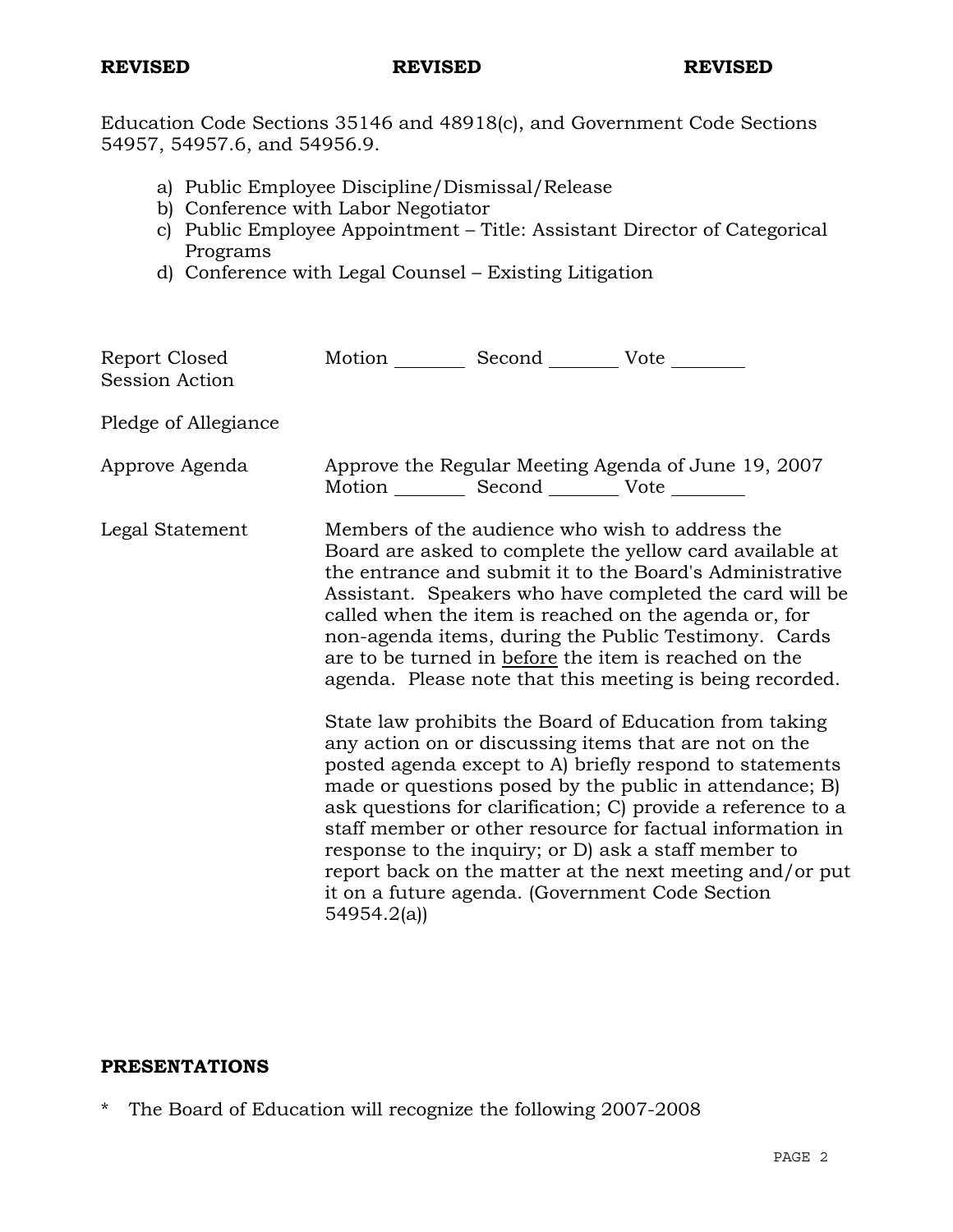**REVISED** **REVISED** **REVISED**

Education Code Sections 35146 and 48918(c), and Government Code Sections 54957, 54957.6, and 54956.9.

a) Public Employee Discipline/Dismissal/Release
b) Conference with Labor Negotiator
c) Public Employee Appointment – Title: Assistant Director of Categorical Programs
d) Conference with Legal Counsel – Existing Litigation

Report Closed Session Action — Motion ________ Second ________ Vote ________

Pledge of Allegiance

Approve Agenda — Approve the Regular Meeting Agenda of June 19, 2007
Motion ________ Second ________ Vote ________

Legal Statement — Members of the audience who wish to address the Board are asked to complete the yellow card available at the entrance and submit it to the Board's Administrative Assistant. Speakers who have completed the card will be called when the item is reached on the agenda or, for non-agenda items, during the Public Testimony. Cards are to be turned in before the item is reached on the agenda. Please note that this meeting is being recorded.

State law prohibits the Board of Education from taking any action on or discussing items that are not on the posted agenda except to A) briefly respond to statements made or questions posed by the public in attendance; B) ask questions for clarification; C) provide a reference to a staff member or other resource for factual information in response to the inquiry; or D) ask a staff member to report back on the matter at the next meeting and/or put it on a future agenda. (Government Code Section 54954.2(a))

**PRESENTATIONS**

* The Board of Education will recognize the following 2007-2008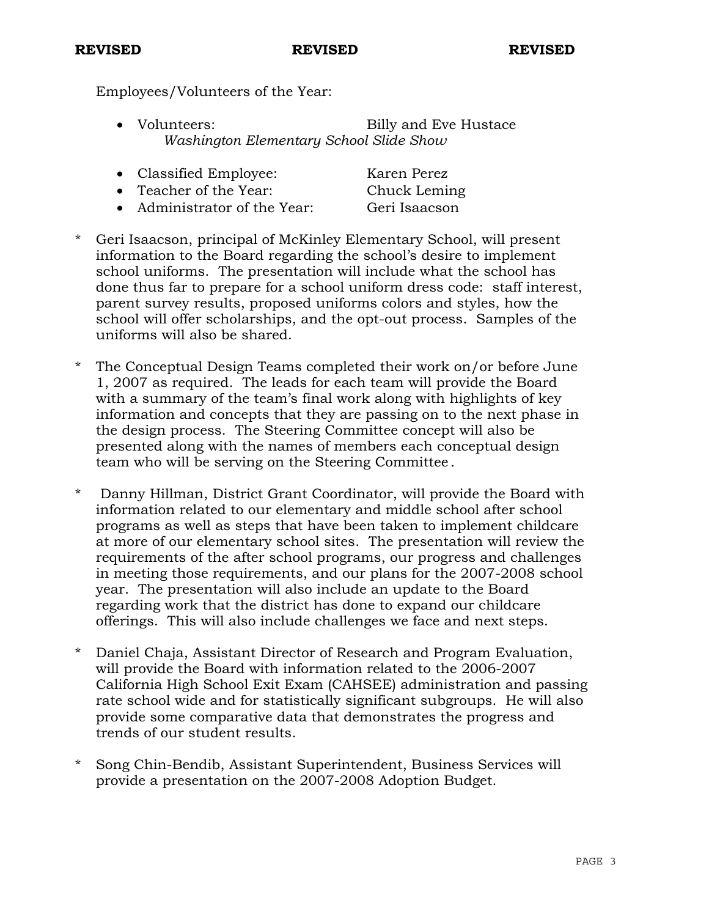**REVISED** **REVISED** **REVISED**

Employees/Volunteers of the Year:

- Volunteers: Billy and Eve Hustace
  *Washington Elementary School Slide Show*

- Classified Employee: Karen Perez
- Teacher of the Year: Chuck Leming
- Administrator of the Year: Geri Isaacson

* Geri Isaacson, principal of McKinley Elementary School, will present information to the Board regarding the school's desire to implement school uniforms. The presentation will include what the school has done thus far to prepare for a school uniform dress code: staff interest, parent survey results, proposed uniforms colors and styles, how the school will offer scholarships, and the opt-out process. Samples of the uniforms will also be shared.

* The Conceptual Design Teams completed their work on/or before June 1, 2007 as required. The leads for each team will provide the Board with a summary of the team's final work along with highlights of key information and concepts that they are passing on to the next phase in the design process. The Steering Committee concept will also be presented along with the names of members each conceptual design team who will be serving on the Steering Committee.

* Danny Hillman, District Grant Coordinator, will provide the Board with information related to our elementary and middle school after school programs as well as steps that have been taken to implement childcare at more of our elementary school sites. The presentation will review the requirements of the after school programs, our progress and challenges in meeting those requirements, and our plans for the 2007-2008 school year. The presentation will also include an update to the Board regarding work that the district has done to expand our childcare offerings. This will also include challenges we face and next steps.

* Daniel Chaja, Assistant Director of Research and Program Evaluation, will provide the Board with information related to the 2006-2007 California High School Exit Exam (CAHSEE) administration and passing rate school wide and for statistically significant subgroups. He will also provide some comparative data that demonstrates the progress and trends of our student results.

* Song Chin-Bendib, Assistant Superintendent, Business Services will provide a presentation on the 2007-2008 Adoption Budget.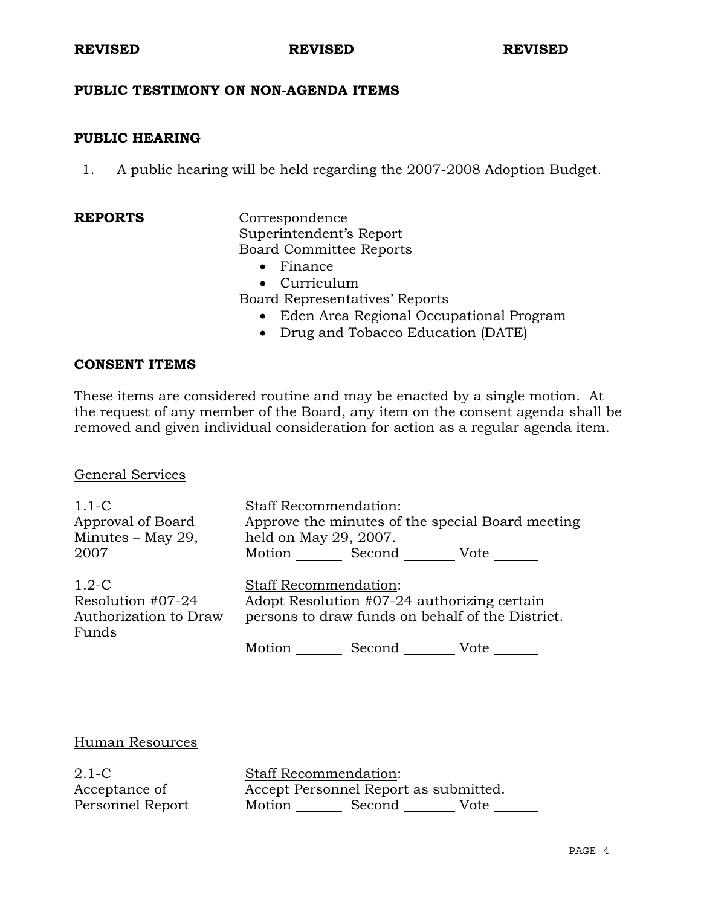**REVISED** **REVISED** **REVISED**

## PUBLIC TESTIMONY ON NON-AGENDA ITEMS

## PUBLIC HEARING

1. A public hearing will be held regarding the 2007-2008 Adoption Budget.

## REPORTS

Correspondence
Superintendent's Report
Board Committee Reports

- Finance
- Curriculum

Board Representatives' Reports

- Eden Area Regional Occupational Program
- Drug and Tobacco Education (DATE)

## CONSENT ITEMS

These items are considered routine and may be enacted by a single motion. At the request of any member of the Board, any item on the consent agenda shall be removed and given individual consideration for action as a regular agenda item.

### General Services

1.1-C
Approval of Board Minutes – May 29, 2007

Staff Recommendation:
Approve the minutes of the special Board meeting held on May 29, 2007.
Motion _______ Second _______ Vote _______

1.2-C
Resolution #07-24 Authorization to Draw Funds

Staff Recommendation:
Adopt Resolution #07-24 authorizing certain persons to draw funds on behalf of the District.
Motion _______ Second _______ Vote _______

### Human Resources

2.1-C
Acceptance of Personnel Report

Staff Recommendation:
Accept Personnel Report as submitted.
Motion _______ Second _______ Vote _______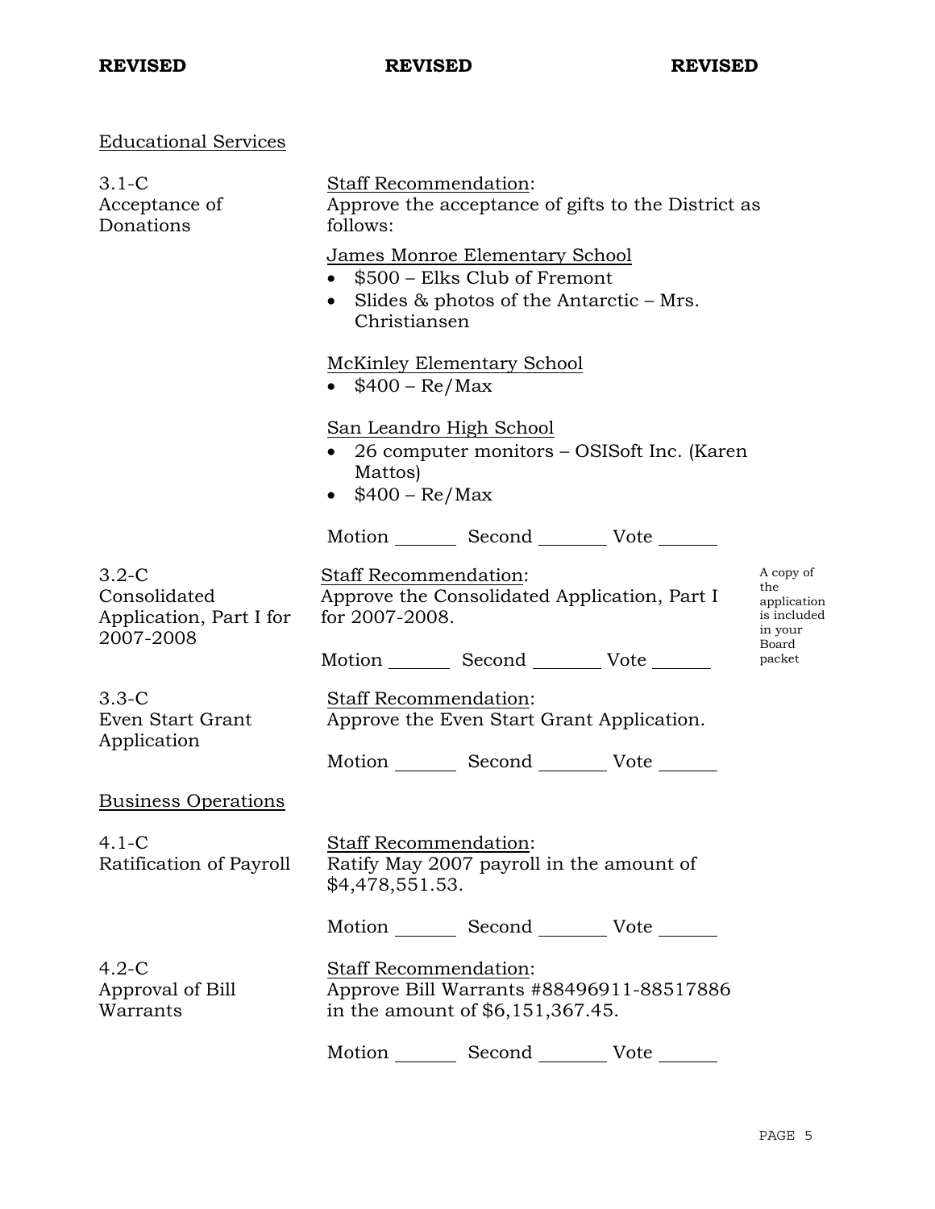**REVISED** **REVISED** **REVISED**

## Educational Services

**3.1-C Acceptance of Donations**

Staff Recommendation:
Approve the acceptance of gifts to the District as follows:

James Monroe Elementary School

- $500 – Elks Club of Fremont
- Slides & photos of the Antarctic – Mrs. Christiansen

McKinley Elementary School

- $400 – Re/Max

San Leandro High School

- 26 computer monitors – OSISoft Inc. (Karen Mattos)
- $400 – Re/Max

Motion _______ Second ________ Vote _______

**3.2-C Consolidated Application, Part I for 2007-2008**

Staff Recommendation:
Approve the Consolidated Application, Part I for 2007-2008.

Motion _______ Second ________ Vote _______

A copy of the application is included in your Board packet

**3.3-C Even Start Grant Application**

Staff Recommendation:
Approve the Even Start Grant Application.

Motion _______ Second ________ Vote _______

## Business Operations

**4.1-C Ratification of Payroll**

Staff Recommendation:
Ratify May 2007 payroll in the amount of $4,478,551.53.

Motion _______ Second ________ Vote _______

**4.2-C Approval of Bill Warrants**

Staff Recommendation:
Approve Bill Warrants #88496911-88517886 in the amount of $6,151,367.45.

Motion _______ Second ________ Vote _______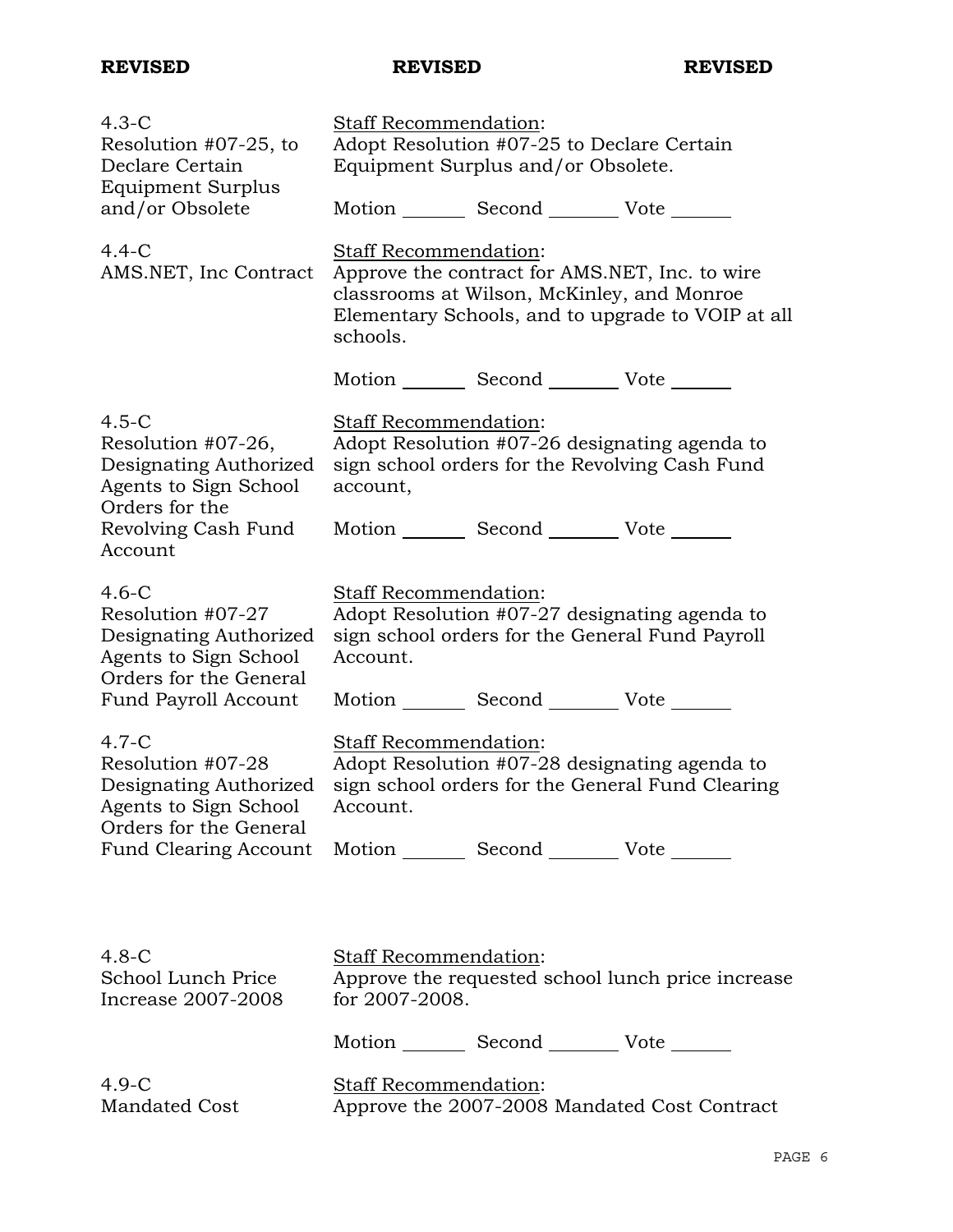**REVISED** **REVISED** **REVISED**

4.3-C
Resolution #07-25, to Declare Certain Equipment Surplus and/or Obsolete

Staff Recommendation:
Adopt Resolution #07-25 to Declare Certain Equipment Surplus and/or Obsolete.

Motion _______ Second _______ Vote _______

4.4-C
AMS.NET, Inc Contract

Staff Recommendation:
Approve the contract for AMS.NET, Inc. to wire classrooms at Wilson, McKinley, and Monroe Elementary Schools, and to upgrade to VOIP at all schools.

Motion _______ Second _______ Vote _______

4.5-C
Resolution #07-26, Designating Authorized Agents to Sign School Orders for the Revolving Cash Fund Account

Staff Recommendation:
Adopt Resolution #07-26 designating agenda to sign school orders for the Revolving Cash Fund account,

Motion _______ Second _______ Vote _______

4.6-C
Resolution #07-27 Designating Authorized Agents to Sign School Orders for the General Fund Payroll Account

Staff Recommendation:
Adopt Resolution #07-27 designating agenda to sign school orders for the General Fund Payroll Account.

Motion _______ Second _______ Vote _______

4.7-C
Resolution #07-28 Designating Authorized Agents to Sign School Orders for the General Fund Clearing Account

Staff Recommendation:
Adopt Resolution #07-28 designating agenda to sign school orders for the General Fund Clearing Account.

Motion _______ Second _______ Vote _______

4.8-C
School Lunch Price Increase 2007-2008

Staff Recommendation:
Approve the requested school lunch price increase for 2007-2008.

Motion _______ Second _______ Vote _______

4.9-C
Mandated Cost

Staff Recommendation:
Approve the 2007-2008 Mandated Cost Contract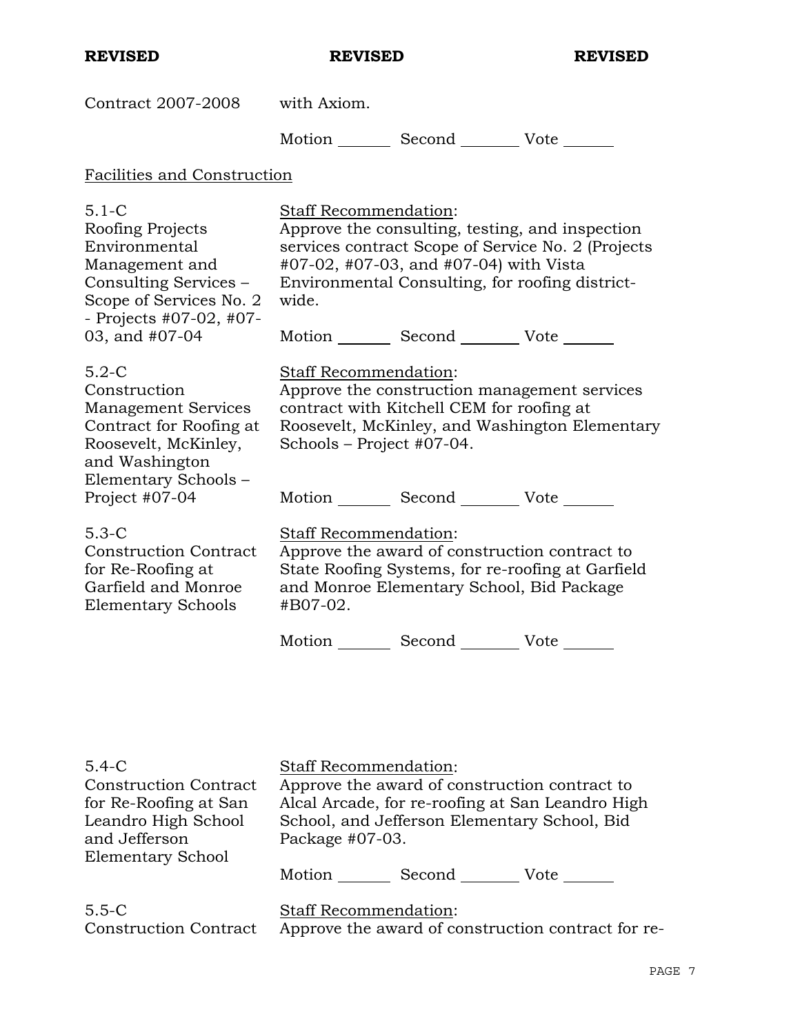**REVISED** **REVISED** **REVISED**

Contract 2007-2008 with Axiom.

Motion _______ Second _______ Vote _______

Facilities and Construction

5.1-C
Roofing Projects Environmental Management and Consulting Services – Scope of Services No. 2 - Projects #07-02, #07-03, and #07-04

Staff Recommendation:
Approve the consulting, testing, and inspection services contract Scope of Service No. 2 (Projects #07-02, #07-03, and #07-04) with Vista Environmental Consulting, for roofing district-wide.

Motion _______ Second _______ Vote _______

5.2-C
Construction Management Services Contract for Roofing at Roosevelt, McKinley, and Washington Elementary Schools – Project #07-04

Staff Recommendation:
Approve the construction management services contract with Kitchell CEM for roofing at Roosevelt, McKinley, and Washington Elementary Schools – Project #07-04.

Motion _______ Second _______ Vote _______

5.3-C
Construction Contract for Re-Roofing at Garfield and Monroe Elementary Schools

Staff Recommendation:
Approve the award of construction contract to State Roofing Systems, for re-roofing at Garfield and Monroe Elementary School, Bid Package #B07-02.

Motion _______ Second _______ Vote _______

5.4-C
Construction Contract for Re-Roofing at San Leandro High School and Jefferson Elementary School

Staff Recommendation:
Approve the award of construction contract to Alcal Arcade, for re-roofing at San Leandro High School, and Jefferson Elementary School, Bid Package #07-03.

Motion _______ Second _______ Vote _______

5.5-C
Construction Contract

Staff Recommendation:
Approve the award of construction contract for re-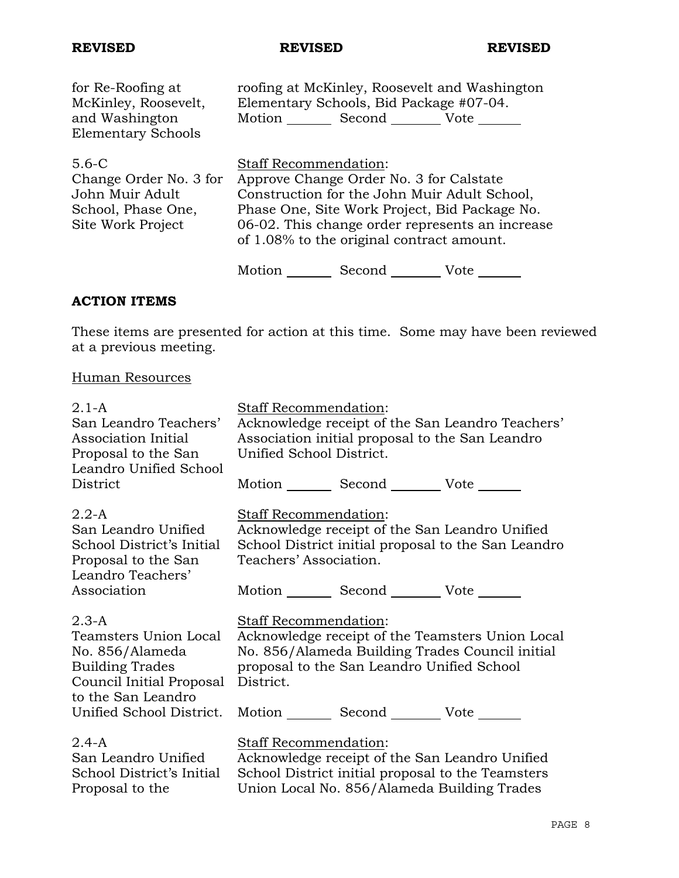**REVISED** **REVISED** **REVISED**

for Re-Roofing at McKinley, Roosevelt, and Washington Elementary Schools

roofing at McKinley, Roosevelt and Washington Elementary Schools, Bid Package #07-04.

Motion _______ Second _______ Vote _______

5.6-C
Change Order No. 3 for John Muir Adult School, Phase One, Site Work Project

Staff Recommendation:
Approve Change Order No. 3 for Calstate Construction for the John Muir Adult School, Phase One, Site Work Project, Bid Package No. 06-02. This change order represents an increase of 1.08% to the original contract amount.

Motion _______ Second _______ Vote _______

## ACTION ITEMS

These items are presented for action at this time. Some may have been reviewed at a previous meeting.

Human Resources

2.1-A
San Leandro Teachers' Association Initial Proposal to the San Leandro Unified School District

Staff Recommendation:
Acknowledge receipt of the San Leandro Teachers' Association initial proposal to the San Leandro Unified School District.

Motion _______ Second _______ Vote _______

2.2-A
San Leandro Unified School District's Initial Proposal to the San Leandro Teachers' Association

Staff Recommendation:
Acknowledge receipt of the San Leandro Unified School District initial proposal to the San Leandro Teachers' Association.

Motion _______ Second _______ Vote _______

2.3-A
Teamsters Union Local No. 856/Alameda Building Trades Council Initial Proposal to the San Leandro Unified School District.

Staff Recommendation:
Acknowledge receipt of the Teamsters Union Local No. 856/Alameda Building Trades Council initial proposal to the San Leandro Unified School District.

Motion _______ Second _______ Vote _______

2.4-A
San Leandro Unified School District's Initial Proposal to the

Staff Recommendation:
Acknowledge receipt of the San Leandro Unified School District initial proposal to the Teamsters Union Local No. 856/Alameda Building Trades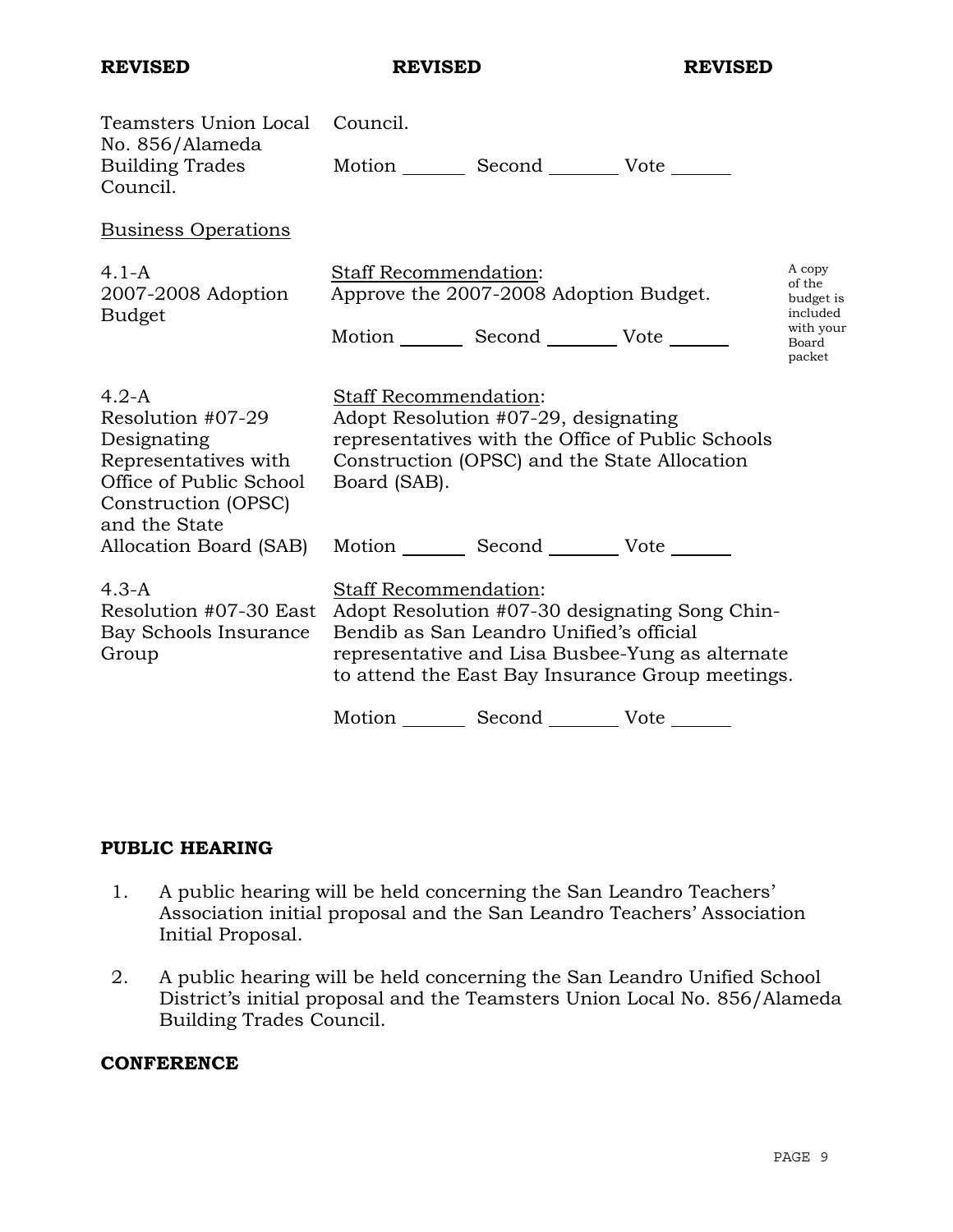**REVISED** **REVISED** **REVISED**

| | | |
|---|---|---|
| Teamsters Union Local No. 856/Alameda Building Trades Council. | Council.<br><br>Motion _______ Second _______ Vote ______ | |

Business Operations

| | | |
|---|---|---|
| 4.1-A<br>2007-2008 Adoption Budget | Staff Recommendation:<br>Approve the 2007-2008 Adoption Budget.<br><br>Motion _______ Second _______ Vote ______ | A copy of the budget is included with your Board packet |
| 4.2-A<br>Resolution #07-29 Designating Representatives with Office of Public School Construction (OPSC) and the State Allocation Board (SAB) | Staff Recommendation:<br>Adopt Resolution #07-29, designating representatives with the Office of Public Schools Construction (OPSC) and the State Allocation Board (SAB).<br><br>Motion _______ Second _______ Vote ______ | |
| 4.3-A<br>Resolution #07-30 East Bay Schools Insurance Group | Staff Recommendation:<br>Adopt Resolution #07-30 designating Song Chin-Bendib as San Leandro Unified's official representative and Lisa Busbee-Yung as alternate to attend the East Bay Insurance Group meetings.<br><br>Motion _______ Second _______ Vote ______ | |

**PUBLIC HEARING**

1. A public hearing will be held concerning the San Leandro Teachers' Association initial proposal and the San Leandro Teachers' Association Initial Proposal.

2. A public hearing will be held concerning the San Leandro Unified School District's initial proposal and the Teamsters Union Local No. 856/Alameda Building Trades Council.

**CONFERENCE**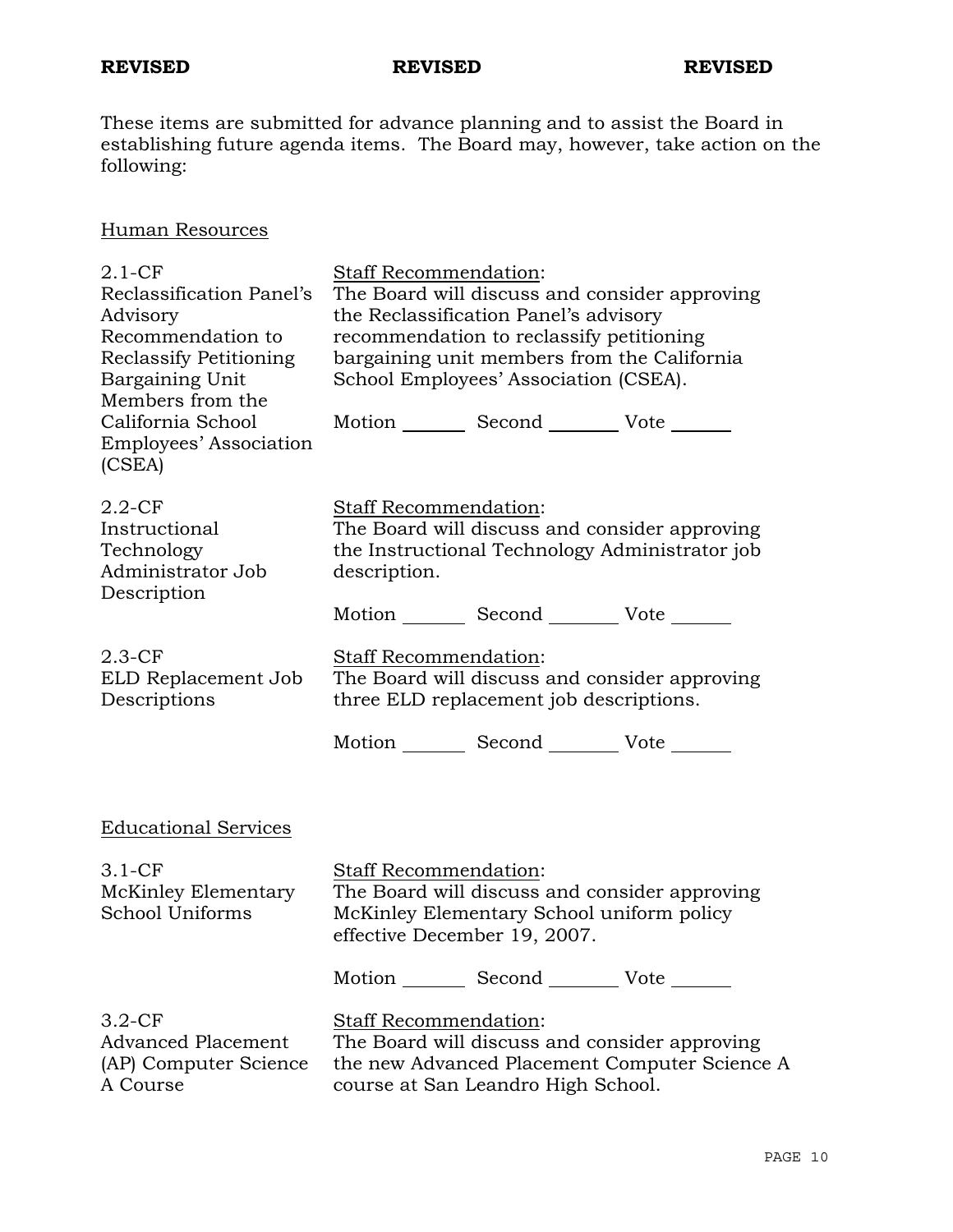**REVISED** **REVISED** **REVISED**

These items are submitted for advance planning and to assist the Board in establishing future agenda items. The Board may, however, take action on the following:

Human Resources

2.1-CF
Reclassification Panel's Advisory Recommendation to Reclassify Petitioning Bargaining Unit Members from the California School Employees' Association (CSEA)

Staff Recommendation:
The Board will discuss and consider approving the Reclassification Panel's advisory recommendation to reclassify petitioning bargaining unit members from the California School Employees' Association (CSEA).

Motion _______ Second _______ Vote _______

2.2-CF
Instructional Technology Administrator Job Description

Staff Recommendation:
The Board will discuss and consider approving the Instructional Technology Administrator job description.

Motion _______ Second _______ Vote _______

2.3-CF
ELD Replacement Job Descriptions

Staff Recommendation:
The Board will discuss and consider approving three ELD replacement job descriptions.

Motion _______ Second _______ Vote _______

Educational Services

3.1-CF
McKinley Elementary School Uniforms

Staff Recommendation:
The Board will discuss and consider approving McKinley Elementary School uniform policy effective December 19, 2007.

Motion _______ Second _______ Vote _______

3.2-CF
Advanced Placement (AP) Computer Science A Course

Staff Recommendation:
The Board will discuss and consider approving the new Advanced Placement Computer Science A course at San Leandro High School.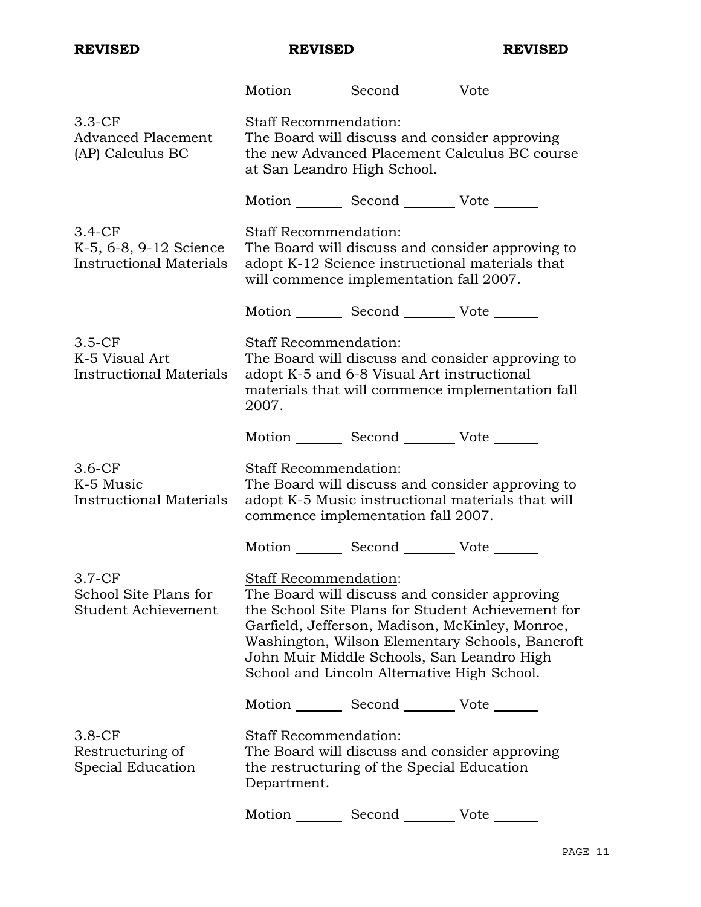**REVISED** **REVISED** **REVISED**

Motion \_\_\_\_\_\_ Second \_\_\_\_\_\_ Vote \_\_\_\_\_\_

3.3-CF
Advanced Placement (AP) Calculus BC

Staff Recommendation:
The Board will discuss and consider approving the new Advanced Placement Calculus BC course at San Leandro High School.

Motion \_\_\_\_\_\_ Second \_\_\_\_\_\_ Vote \_\_\_\_\_\_

3.4-CF
K-5, 6-8, 9-12 Science Instructional Materials

Staff Recommendation:
The Board will discuss and consider approving to adopt K-12 Science instructional materials that will commence implementation fall 2007.

Motion \_\_\_\_\_\_ Second \_\_\_\_\_\_ Vote \_\_\_\_\_\_

3.5-CF
K-5 Visual Art Instructional Materials

Staff Recommendation:
The Board will discuss and consider approving to adopt K-5 and 6-8 Visual Art instructional materials that will commence implementation fall 2007.

Motion \_\_\_\_\_\_ Second \_\_\_\_\_\_ Vote \_\_\_\_\_\_

3.6-CF
K-5 Music Instructional Materials

Staff Recommendation:
The Board will discuss and consider approving to adopt K-5 Music instructional materials that will commence implementation fall 2007.

Motion \_\_\_\_\_\_ Second \_\_\_\_\_\_ Vote \_\_\_\_\_\_

3.7-CF
School Site Plans for Student Achievement

Staff Recommendation:
The Board will discuss and consider approving the School Site Plans for Student Achievement for Garfield, Jefferson, Madison, McKinley, Monroe, Washington, Wilson Elementary Schools, Bancroft John Muir Middle Schools, San Leandro High School and Lincoln Alternative High School.

Motion \_\_\_\_\_\_ Second \_\_\_\_\_\_ Vote \_\_\_\_\_\_

3.8-CF
Restructuring of Special Education

Staff Recommendation:
The Board will discuss and consider approving the restructuring of the Special Education Department.

Motion \_\_\_\_\_\_ Second \_\_\_\_\_\_ Vote \_\_\_\_\_\_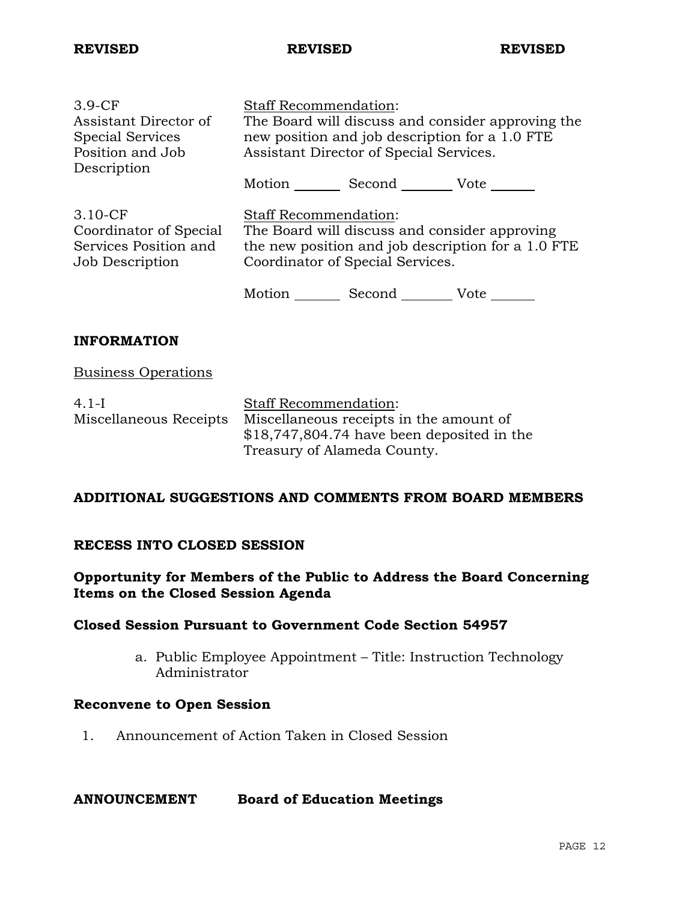**REVISED** **REVISED** **REVISED**

| | |
|---|---|
| 3.9-CF<br>Assistant Director of Special Services Position and Job Description | Staff Recommendation:<br>The Board will discuss and consider approving the new position and job description for a 1.0 FTE Assistant Director of Special Services.<br><br>Motion _______ Second ________ Vote _______ |
| 3.10-CF<br>Coordinator of Special Services Position and Job Description | Staff Recommendation:<br>The Board will discuss and consider approving the new position and job description for a 1.0 FTE Coordinator of Special Services.<br><br>Motion _______ Second ________ Vote _______ |

## INFORMATION

Business Operations

| | |
|---|---|
| 4.1-I<br>Miscellaneous Receipts | Staff Recommendation:<br>Miscellaneous receipts in the amount of $18,747,804.74 have been deposited in the Treasury of Alameda County. |

## ADDITIONAL SUGGESTIONS AND COMMENTS FROM BOARD MEMBERS

## RECESS INTO CLOSED SESSION

### Opportunity for Members of the Public to Address the Board Concerning Items on the Closed Session Agenda

### Closed Session Pursuant to Government Code Section 54957

a. Public Employee Appointment – Title: Instruction Technology Administrator

### Reconvene to Open Session

1. Announcement of Action Taken in Closed Session

**ANNOUNCEMENT** **Board of Education Meetings**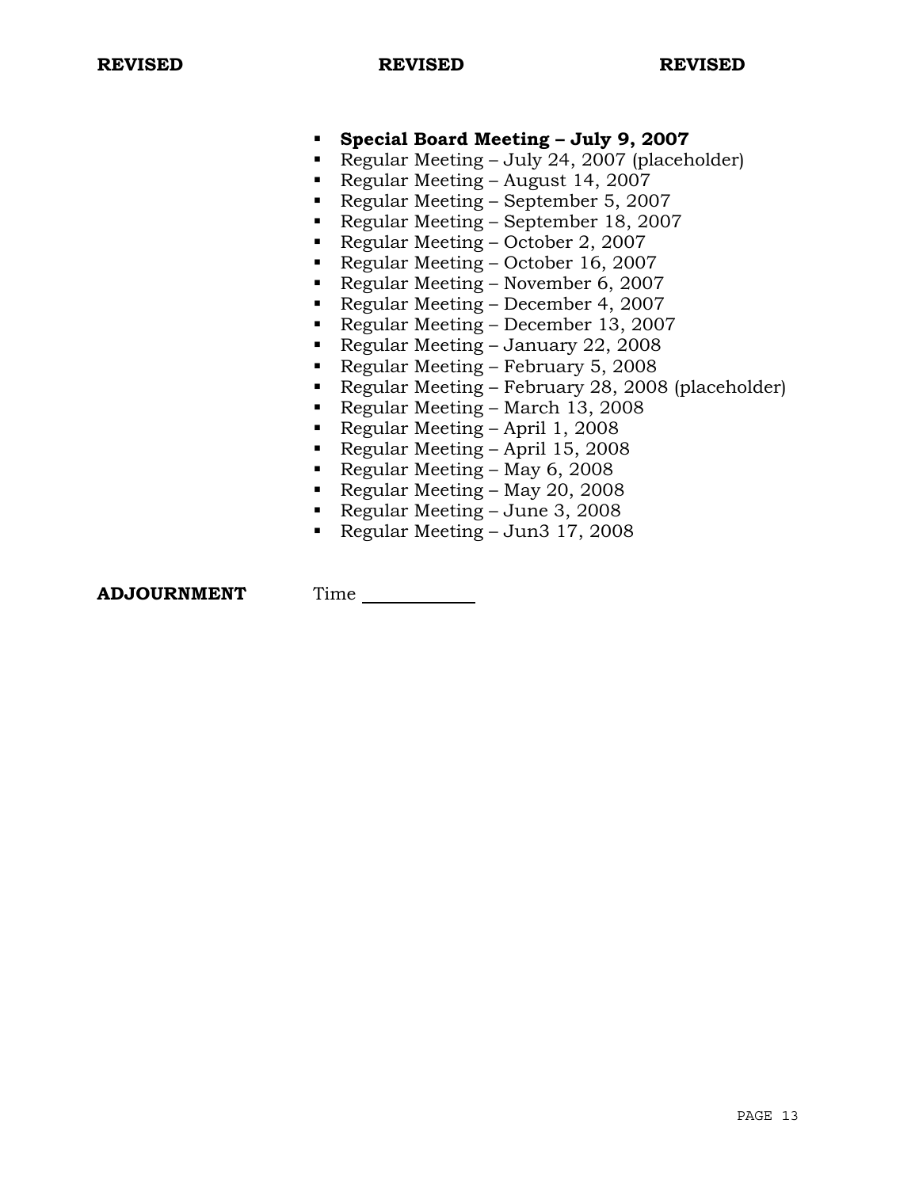**REVISED** **REVISED** **REVISED**

- **Special Board Meeting – July 9, 2007**
- Regular Meeting – July 24, 2007 (placeholder)
- Regular Meeting – August 14, 2007
- Regular Meeting – September 5, 2007
- Regular Meeting – September 18, 2007
- Regular Meeting – October 2, 2007
- Regular Meeting – October 16, 2007
- Regular Meeting – November 6, 2007
- Regular Meeting – December 4, 2007
- Regular Meeting – December 13, 2007
- Regular Meeting – January 22, 2008
- Regular Meeting – February 5, 2008
- Regular Meeting – February 28, 2008 (placeholder)
- Regular Meeting – March 13, 2008
- Regular Meeting – April 1, 2008
- Regular Meeting – April 15, 2008
- Regular Meeting – May 6, 2008
- Regular Meeting – May 20, 2008
- Regular Meeting – June 3, 2008
- Regular Meeting – Jun3 17, 2008

**ADJOURNMENT** Time ____________